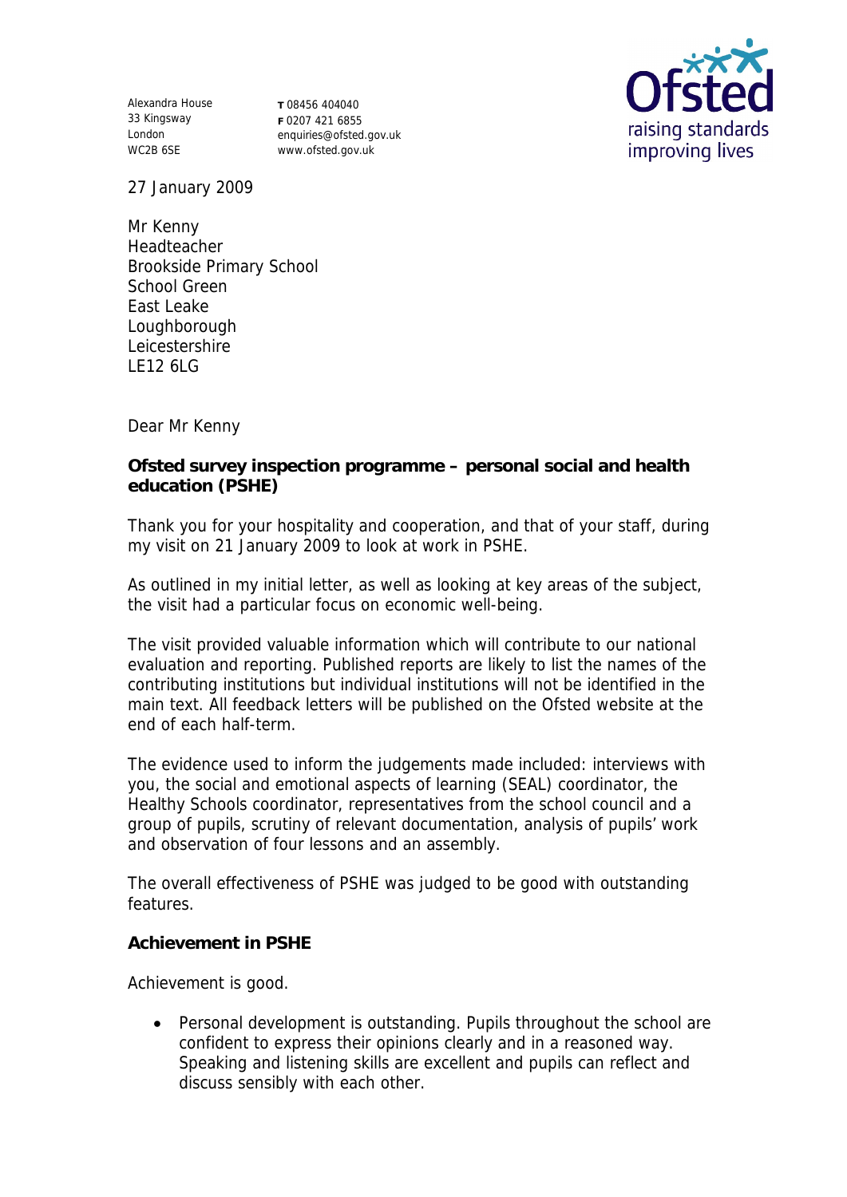Alexandra House
33 Kingsway
London
WC2B 6SE

**T** 08456 404040
**F** 0207 421 6855
enquiries@ofsted.gov.uk
www.ofsted.gov.uk

Ofsted
raising standards
improving lives

27 January 2009

Mr Kenny
Headteacher
Brookside Primary School
School Green
East Leake
Loughborough
Leicestershire
LE12 6LG

Dear Mr Kenny

**Ofsted survey inspection programme – personal social and health education (PSHE)**

Thank you for your hospitality and cooperation, and that of your staff, during my visit on 21 January 2009 to look at work in PSHE.

As outlined in my initial letter, as well as looking at key areas of the subject, the visit had a particular focus on economic well-being.

The visit provided valuable information which will contribute to our national evaluation and reporting. Published reports are likely to list the names of the contributing institutions but individual institutions will not be identified in the main text. All feedback letters will be published on the Ofsted website at the end of each half-term.

The evidence used to inform the judgements made included: interviews with you, the social and emotional aspects of learning (SEAL) coordinator, the Healthy Schools coordinator, representatives from the school council and a group of pupils, scrutiny of relevant documentation, analysis of pupils' work and observation of four lessons and an assembly.

The overall effectiveness of PSHE was judged to be good with outstanding features.

**Achievement in PSHE**

Achievement is good.

- Personal development is outstanding. Pupils throughout the school are confident to express their opinions clearly and in a reasoned way. Speaking and listening skills are excellent and pupils can reflect and discuss sensibly with each other.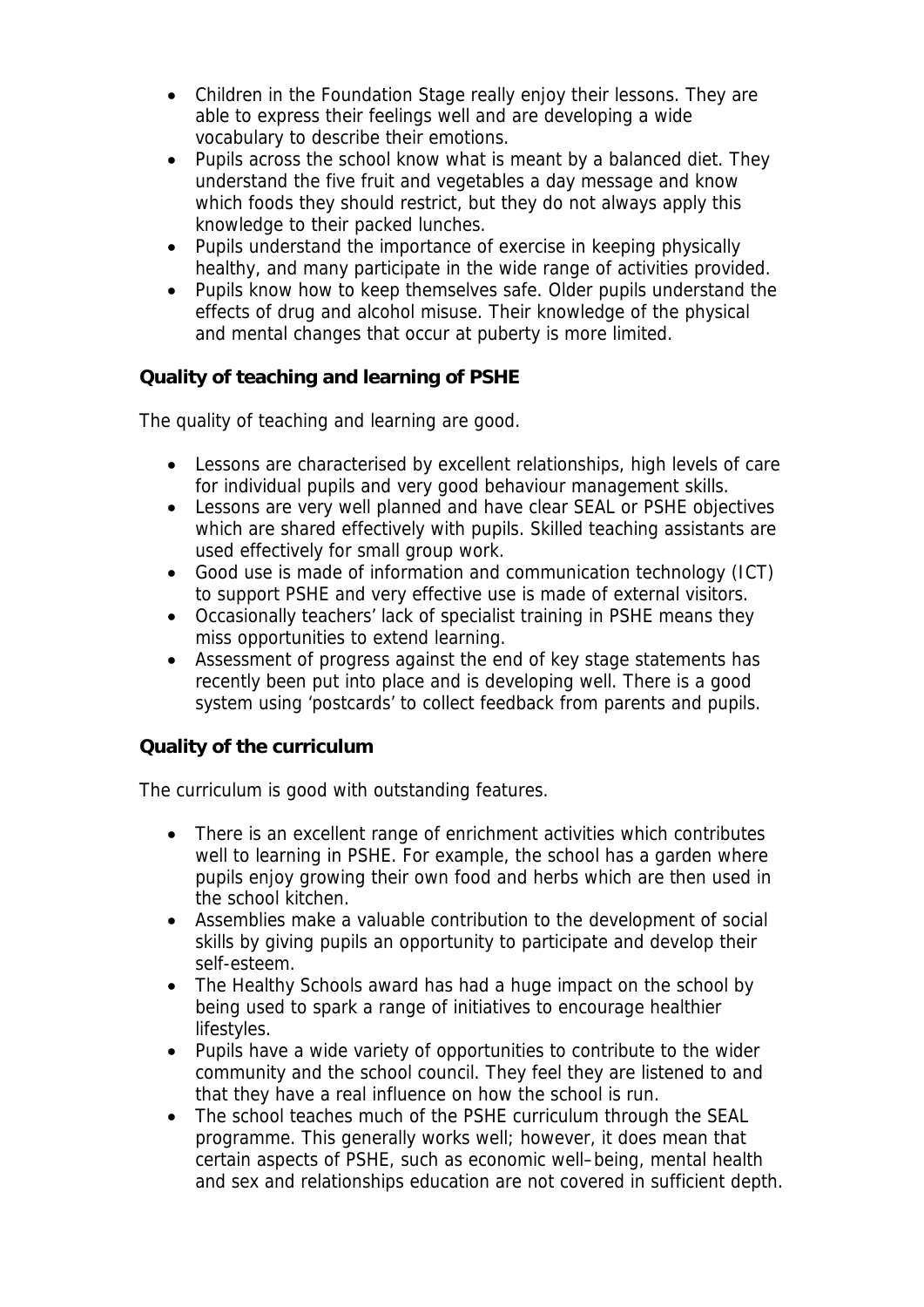- Children in the Foundation Stage really enjoy their lessons. They are able to express their feelings well and are developing a wide vocabulary to describe their emotions.
- Pupils across the school know what is meant by a balanced diet. They understand the five fruit and vegetables a day message and know which foods they should restrict, but they do not always apply this knowledge to their packed lunches.
- Pupils understand the importance of exercise in keeping physically healthy, and many participate in the wide range of activities provided.
- Pupils know how to keep themselves safe. Older pupils understand the effects of drug and alcohol misuse. Their knowledge of the physical and mental changes that occur at puberty is more limited.

**Quality of teaching and learning of PSHE**

The quality of teaching and learning are good.

- Lessons are characterised by excellent relationships, high levels of care for individual pupils and very good behaviour management skills.
- Lessons are very well planned and have clear SEAL or PSHE objectives which are shared effectively with pupils. Skilled teaching assistants are used effectively for small group work.
- Good use is made of information and communication technology (ICT) to support PSHE and very effective use is made of external visitors.
- Occasionally teachers' lack of specialist training in PSHE means they miss opportunities to extend learning.
- Assessment of progress against the end of key stage statements has recently been put into place and is developing well. There is a good system using 'postcards' to collect feedback from parents and pupils.

**Quality of the curriculum**

The curriculum is good with outstanding features.

- There is an excellent range of enrichment activities which contributes well to learning in PSHE. For example, the school has a garden where pupils enjoy growing their own food and herbs which are then used in the school kitchen.
- Assemblies make a valuable contribution to the development of social skills by giving pupils an opportunity to participate and develop their self-esteem.
- The Healthy Schools award has had a huge impact on the school by being used to spark a range of initiatives to encourage healthier lifestyles.
- Pupils have a wide variety of opportunities to contribute to the wider community and the school council. They feel they are listened to and that they have a real influence on how the school is run.
- The school teaches much of the PSHE curriculum through the SEAL programme. This generally works well; however, it does mean that certain aspects of PSHE, such as economic well–being, mental health and sex and relationships education are not covered in sufficient depth.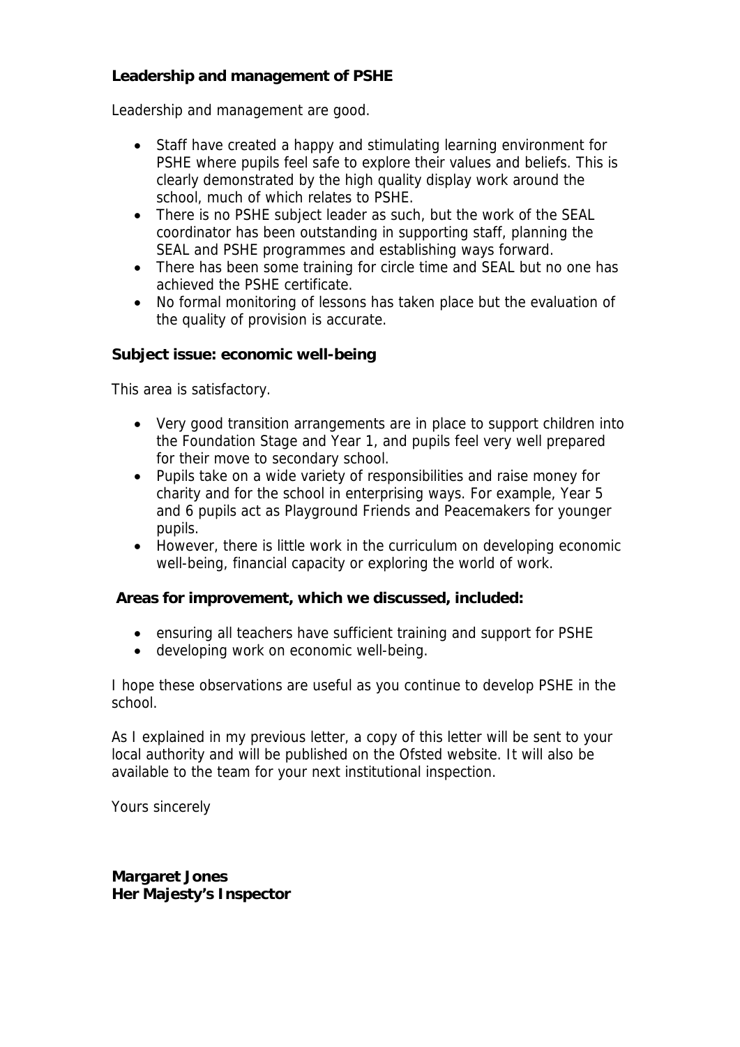**Leadership and management of PSHE**

Leadership and management are good.

- Staff have created a happy and stimulating learning environment for PSHE where pupils feel safe to explore their values and beliefs. This is clearly demonstrated by the high quality display work around the school, much of which relates to PSHE.
- There is no PSHE subject leader as such, but the work of the SEAL coordinator has been outstanding in supporting staff, planning the SEAL and PSHE programmes and establishing ways forward.
- There has been some training for circle time and SEAL but no one has achieved the PSHE certificate.
- No formal monitoring of lessons has taken place but the evaluation of the quality of provision is accurate.

**Subject issue: economic well-being**

This area is satisfactory.

- Very good transition arrangements are in place to support children into the Foundation Stage and Year 1, and pupils feel very well prepared for their move to secondary school.
- Pupils take on a wide variety of responsibilities and raise money for charity and for the school in enterprising ways. For example, Year 5 and 6 pupils act as Playground Friends and Peacemakers for younger pupils.
- However, there is little work in the curriculum on developing economic well-being, financial capacity or exploring the world of work.

**Areas for improvement, which we discussed, included:**

- ensuring all teachers have sufficient training and support for PSHE
- developing work on economic well-being.

I hope these observations are useful as you continue to develop PSHE in the school.

As I explained in my previous letter, a copy of this letter will be sent to your local authority and will be published on the Ofsted website. It will also be available to the team for your next institutional inspection.

Yours sincerely

**Margaret Jones**
**Her Majesty's Inspector**